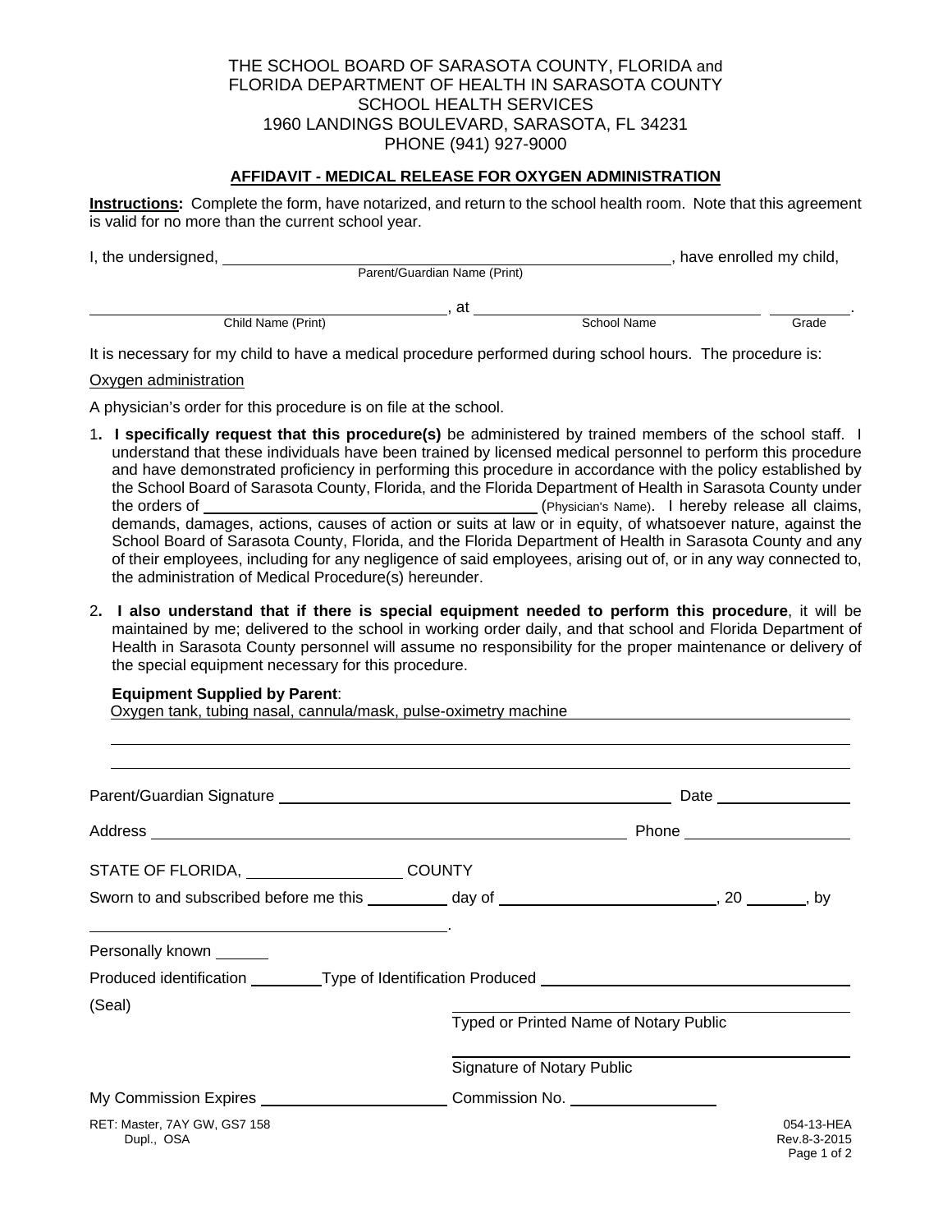THE SCHOOL BOARD OF SARASOTA COUNTY, FLORIDA and
FLORIDA DEPARTMENT OF HEALTH IN SARASOTA COUNTY
SCHOOL HEALTH SERVICES
1960 LANDINGS BOULEVARD, SARASOTA, FL 34231
PHONE (941) 927-9000

## AFFIDAVIT - MEDICAL RELEASE FOR OXYGEN ADMINISTRATION

**Instructions:** Complete the form, have notarized, and return to the school health room. Note that this agreement is valid for no more than the current school year.

I, the undersigned, ______________________________ (Parent/Guardian Name (Print)), have enrolled my child,

______________________________ (Child Name (Print)), at ______________________________ (School Name) ________ (Grade).

It is necessary for my child to have a medical procedure performed during school hours. The procedure is:

Oxygen administration

A physician's order for this procedure is on file at the school.

1. **I specifically request that this procedure(s)** be administered by trained members of the school staff. I understand that these individuals have been trained by licensed medical personnel to perform this procedure and have demonstrated proficiency in performing this procedure in accordance with the policy established by the School Board of Sarasota County, Florida, and the Florida Department of Health in Sarasota County under the orders of ______________________________ (Physician's Name). I hereby release all claims, demands, damages, actions, causes of action or suits at law or in equity, of whatsoever nature, against the School Board of Sarasota County, Florida, and the Florida Department of Health in Sarasota County and any of their employees, including for any negligence of said employees, arising out of, or in any way connected to, the administration of Medical Procedure(s) hereunder.

2. **I also understand that if there is special equipment needed to perform this procedure**, it will be maintained by me; delivered to the school in working order daily, and that school and Florida Department of Health in Sarasota County personnel will assume no responsibility for the proper maintenance or delivery of the special equipment necessary for this procedure.

   **Equipment Supplied by Parent**:
   Oxygen tank, tubing nasal, cannula/mask, pulse-oximetry machine

Parent/Guardian Signature ______________________________ Date ______________

Address ______________________________ Phone ______________

STATE OF FLORIDA, ______________ COUNTY

Sworn to and subscribed before me this ________ day of ______________________, 20 ______, by

______________________________.

Personally known ______

Produced identification ________ Type of Identification Produced ______________________________

(Seal)

______________________________
Typed or Printed Name of Notary Public

______________________________
Signature of Notary Public

My Commission Expires ______________________ Commission No. ______________

RET: Master, 7AY GW, GS7 158
Dupl., OSA

054-13-HEA
Rev.8-3-2015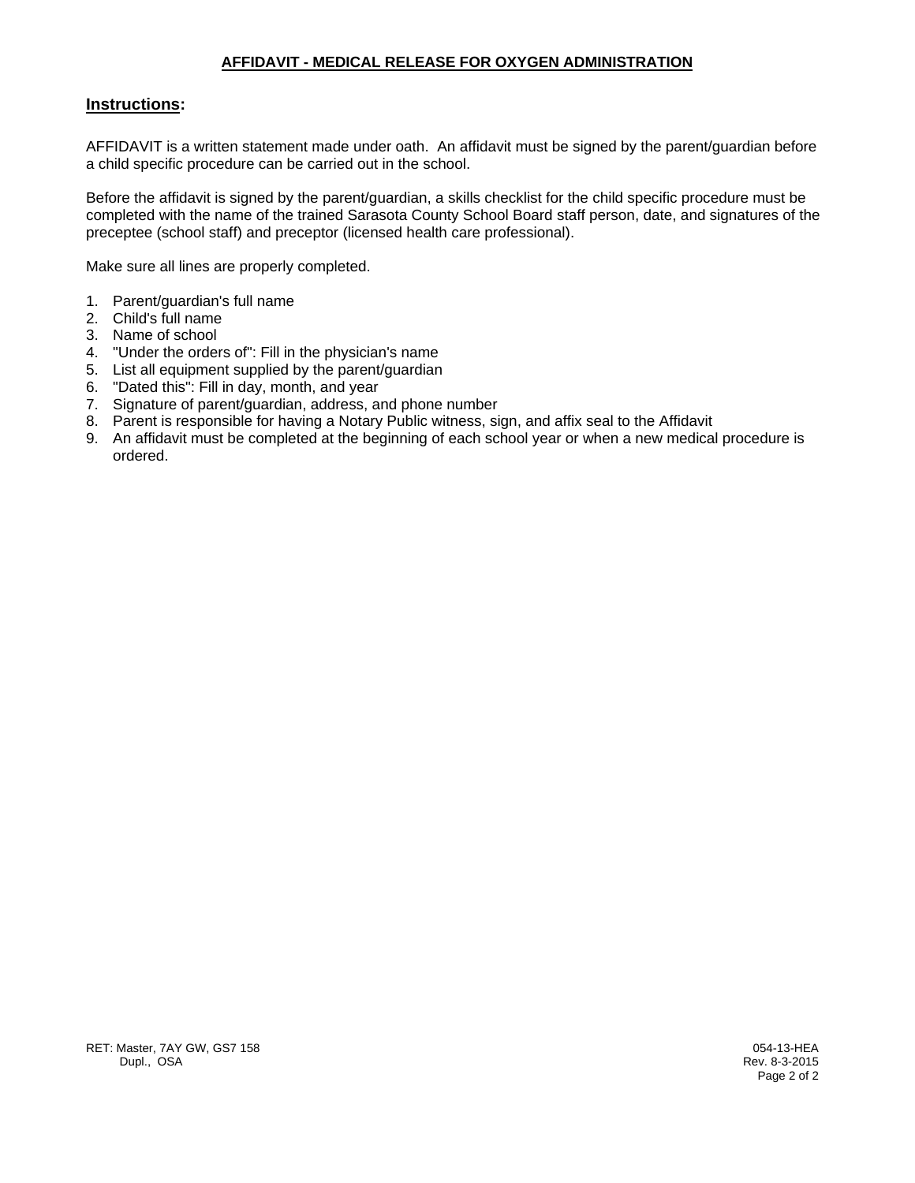# AFFIDAVIT - MEDICAL RELEASE FOR OXYGEN ADMINISTRATION

## Instructions:

AFFIDAVIT is a written statement made under oath. An affidavit must be signed by the parent/guardian before a child specific procedure can be carried out in the school.

Before the affidavit is signed by the parent/guardian, a skills checklist for the child specific procedure must be completed with the name of the trained Sarasota County School Board staff person, date, and signatures of the preceptee (school staff) and preceptor (licensed health care professional).

Make sure all lines are properly completed.

1. Parent/guardian's full name
2. Child's full name
3. Name of school
4. "Under the orders of": Fill in the physician's name
5. List all equipment supplied by the parent/guardian
6. "Dated this": Fill in day, month, and year
7. Signature of parent/guardian, address, and phone number
8. Parent is responsible for having a Notary Public witness, sign, and affix seal to the Affidavit
9. An affidavit must be completed at the beginning of each school year or when a new medical procedure is ordered.

RET: Master, 7AY GW, GS7 158
Dupl., OSA

054-13-HEA
Rev. 8-3-2015